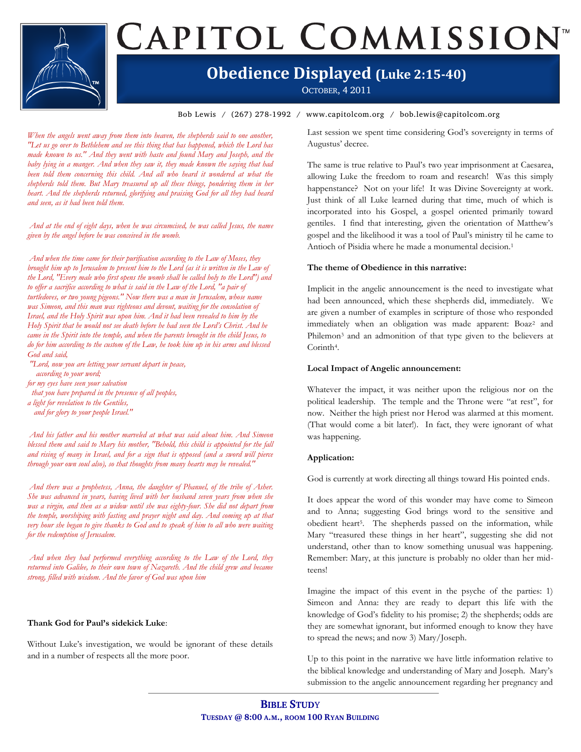# Capitol Commission

## Obedience Displayed (Luke 2:15-40)

October, 4 2011

Bob Lewis / (267) 278-1992 / www.capitolcom.org / bob.lewis@capitolcom.org

*When the angels went away from them into heaven, the shepherds said to one another, "Let us go over to Bethlehem and see this thing that has happened, which the Lord has made known to us." And they went with haste and found Mary and Joseph, and the baby lying in a manger. And when they saw it, they made known the saying that had been told them concerning this child. And all who heard it wondered at what the shepherds told them. But Mary treasured up all these things, pondering them in her heart. And the shepherds returned, glorifying and praising God for all they had heard and seen, as it had been told them.*

*And at the end of eight days, when he was circumcised, he was called Jesus, the name given by the angel before he was conceived in the womb.*

*And when the time came for their purification according to the Law of Moses, they brought him up to Jerusalem to present him to the Lord (as it is written in the Law of the Lord, "Every male who first opens the womb shall be called holy to the Lord") and to offer a sacrifice according to what is said in the Law of the Lord, "a pair of turtledoves, or two young pigeons." Now there was a man in Jerusalem, whose name was Simeon, and this man was righteous and devout, waiting for the consolation of Israel, and the Holy Spirit was upon him. And it had been revealed to him by the Holy Spirit that he would not see death before he had seen the Lord's Christ. And he came in the Spirit into the temple, and when the parents brought in the child Jesus, to do for him according to the custom of the Law, he took him up in his arms and blessed God and said,*

*"Lord, now you are letting your servant depart in peace,*
*according to your word;*
*for my eyes have seen your salvation*
*that you have prepared in the presence of all peoples,*
*a light for revelation to the Gentiles,*
*and for glory to your people Israel."*

*And his father and his mother marveled at what was said about him. And Simeon blessed them and said to Mary his mother, "Behold, this child is appointed for the fall and rising of many in Israel, and for a sign that is opposed (and a sword will pierce through your own soul also), so that thoughts from many hearts may be revealed."*

*And there was a prophetess, Anna, the daughter of Phanuel, of the tribe of Asher. She was advanced in years, having lived with her husband seven years from when she was a virgin, and then as a widow until she was eighty-four. She did not depart from the temple, worshiping with fasting and prayer night and day. And coming up at that very hour she began to give thanks to God and to speak of him to all who were waiting for the redemption of Jerusalem.*

*And when they had performed everything according to the Law of the Lord, they returned into Galilee, to their own town of Nazareth. And the child grew and became strong, filled with wisdom. And the favor of God was upon him*

**Thank God for Paul's sidekick Luke**:

Without Luke's investigation, we would be ignorant of these details and in a number of respects all the more poor.

Last session we spent time considering God's sovereignty in terms of Augustus' decree.

The same is true relative to Paul's two year imprisonment at Caesarea, allowing Luke the freedom to roam and research! Was this simply happenstance? Not on your life! It was Divine Sovereignty at work. Just think of all Luke learned during that time, much of which is incorporated into his Gospel, a gospel oriented primarily toward gentiles. I find that interesting, given the orientation of Matthew's gospel and the likelihood it was a tool of Paul's ministry til he came to Antioch of Pisidia where he made a monumental decision.[1]

**The theme of Obedience in this narrative:**

Implicit in the angelic announcement is the need to investigate what had been announced, which these shepherds did, immediately. We are given a number of examples in scripture of those who responded immediately when an obligation was made apparent: Boaz[2] and Philemon[3] and an admonition of that type given to the believers at Corinth[4].

**Local Impact of Angelic announcement:**

Whatever the impact, it was neither upon the religious nor on the political leadership. The temple and the Throne were "at rest", for now. Neither the high priest nor Herod was alarmed at this moment. (That would come a bit later!). In fact, they were ignorant of what was happening.

**Application:**

God is currently at work directing all things toward His pointed ends.

It does appear the word of this wonder may have come to Simeon and to Anna; suggesting God brings word to the sensitive and obedient heart[5]. The shepherds passed on the information, while Mary "treasured these things in her heart", suggesting she did not understand, other than to know something unusual was happening. Remember: Mary, at this juncture is probably no older than her mid-teens!

Imagine the impact of this event in the psyche of the parties: 1) Simeon and Anna: they are ready to depart this life with the knowledge of God's fidelity to his promise; 2) the shepherds; odds are they are somewhat ignorant, but informed enough to know they have to spread the news; and now 3) Mary/Joseph.

Up to this point in the narrative we have little information relative to the biblical knowledge and understanding of Mary and Joseph. Mary's submission to the angelic announcement regarding her pregnancy and

**Bible Study**
**Tuesday @ 8:00 a.m., room 100 Ryan Building**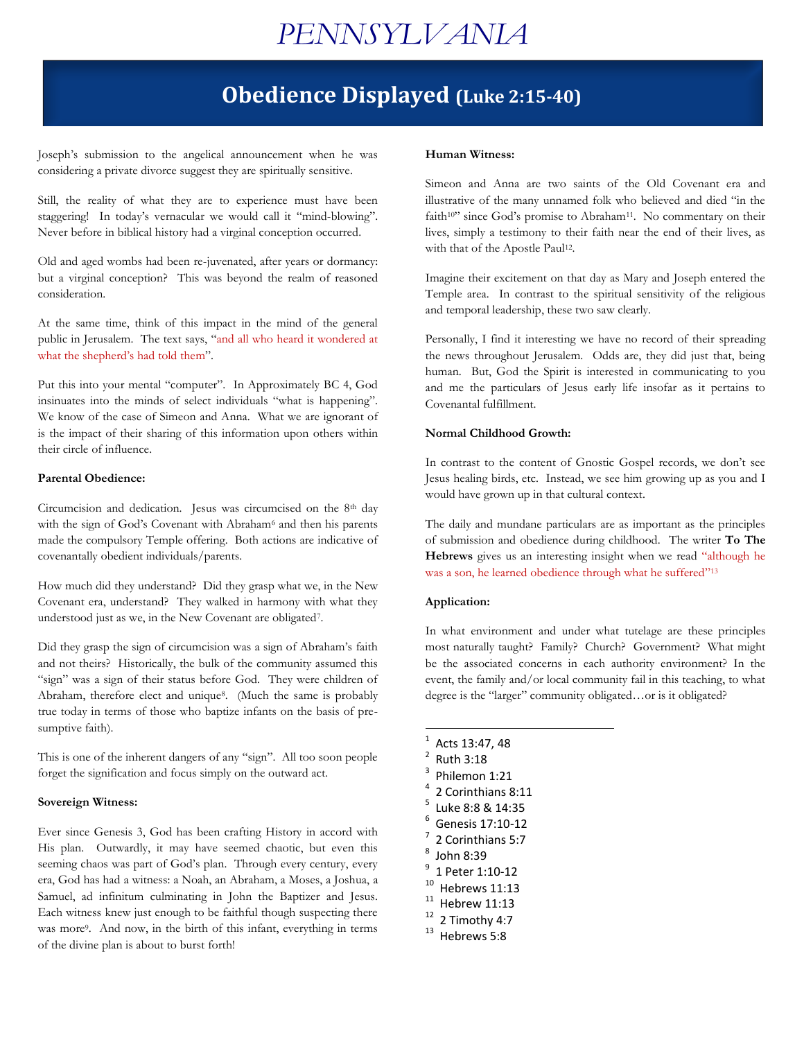# PENNSYLVANIA

## Obedience Displayed (Luke 2:15-40)

Joseph's submission to the angelical announcement when he was considering a private divorce suggest they are spiritually sensitive.

Still, the reality of what they are to experience must have been staggering! In today's vernacular we would call it "mind-blowing". Never before in biblical history had a virginal conception occurred.

Old and aged wombs had been re-juvenated, after years or dormancy: but a virginal conception? This was beyond the realm of reasoned consideration.

At the same time, think of this impact in the mind of the general public in Jerusalem. The text says, "and all who heard it wondered at what the shepherd's had told them".

Put this into your mental "computer". In Approximately BC 4, God insinuates into the minds of select individuals "what is happening". We know of the case of Simeon and Anna. What we are ignorant of is the impact of their sharing of this information upon others within their circle of influence.

**Parental Obedience:**

Circumcision and dedication. Jesus was circumcised on the 8th day with the sign of God's Covenant with Abraham[6] and then his parents made the compulsory Temple offering. Both actions are indicative of covenantally obedient individuals/parents.

How much did they understand? Did they grasp what we, in the New Covenant era, understand? They walked in harmony with what they understood just as we, in the New Covenant are obligated[7].

Did they grasp the sign of circumcision was a sign of Abraham's faith and not theirs? Historically, the bulk of the community assumed this "sign" was a sign of their status before God. They were children of Abraham, therefore elect and unique[8]. (Much the same is probably true today in terms of those who baptize infants on the basis of pre-sumptive faith).

This is one of the inherent dangers of any "sign". All too soon people forget the signification and focus simply on the outward act.

**Sovereign Witness:**

Ever since Genesis 3, God has been crafting History in accord with His plan. Outwardly, it may have seemed chaotic, but even this seeming chaos was part of God's plan. Through every century, every era, God has had a witness: a Noah, an Abraham, a Moses, a Joshua, a Samuel, ad infinitum culminating in John the Baptizer and Jesus. Each witness knew just enough to be faithful though suspecting there was more[9]. And now, in the birth of this infant, everything in terms of the divine plan is about to burst forth!

**Human Witness:**

Simeon and Anna are two saints of the Old Covenant era and illustrative of the many unnamed folk who believed and died "in the faith[10]" since God's promise to Abraham[11]. No commentary on their lives, simply a testimony to their faith near the end of their lives, as with that of the Apostle Paul[12].

Imagine their excitement on that day as Mary and Joseph entered the Temple area. In contrast to the spiritual sensitivity of the religious and temporal leadership, these two saw clearly.

Personally, I find it interesting we have no record of their spreading the news throughout Jerusalem. Odds are, they did just that, being human. But, God the Spirit is interested in communicating to you and me the particulars of Jesus early life insofar as it pertains to Covenantal fulfillment.

**Normal Childhood Growth:**

In contrast to the content of Gnostic Gospel records, we don't see Jesus healing birds, etc. Instead, we see him growing up as you and I would have grown up in that cultural context.

The daily and mundane particulars are as important as the principles of submission and obedience during childhood. The writer **To The Hebrews** gives us an interesting insight when we read "although he was a son, he learned obedience through what he suffered"[13]

**Application:**

In what environment and under what tutelage are these principles most naturally taught? Family? Church? Government? What might be the associated concerns in each authority environment? In the event, the family and/or local community fail in this teaching, to what degree is the "larger" community obligated…or is it obligated?

---

1. Acts 13:47, 48
2. Ruth 3:18
3. Philemon 1:21
4. 2 Corinthians 8:11
5. Luke 8:8 & 14:35
6. Genesis 17:10-12
7. 2 Corinthians 5:7
8. John 8:39
9. 1 Peter 1:10-12
10. Hebrews 11:13
11. Hebrew 11:13
12. 2 Timothy 4:7
13. Hebrews 5:8